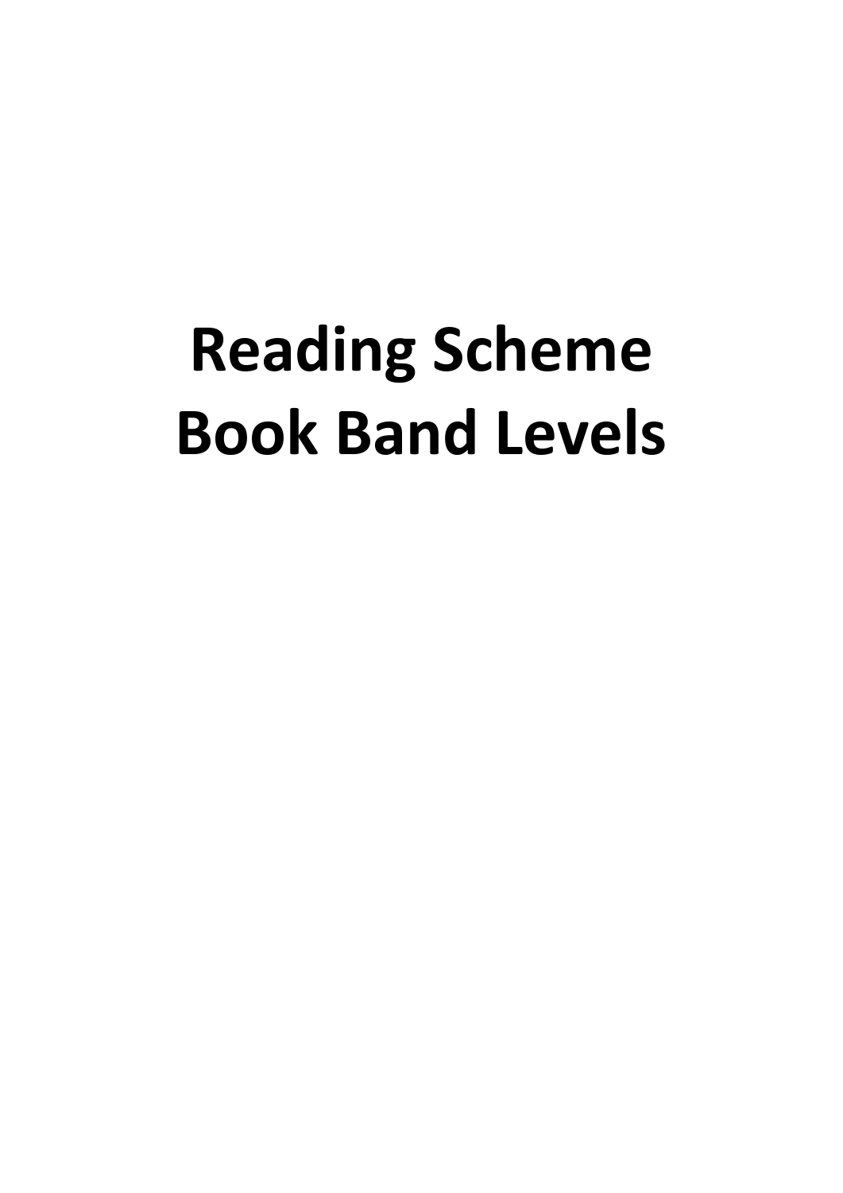# Reading Scheme Book Band Levels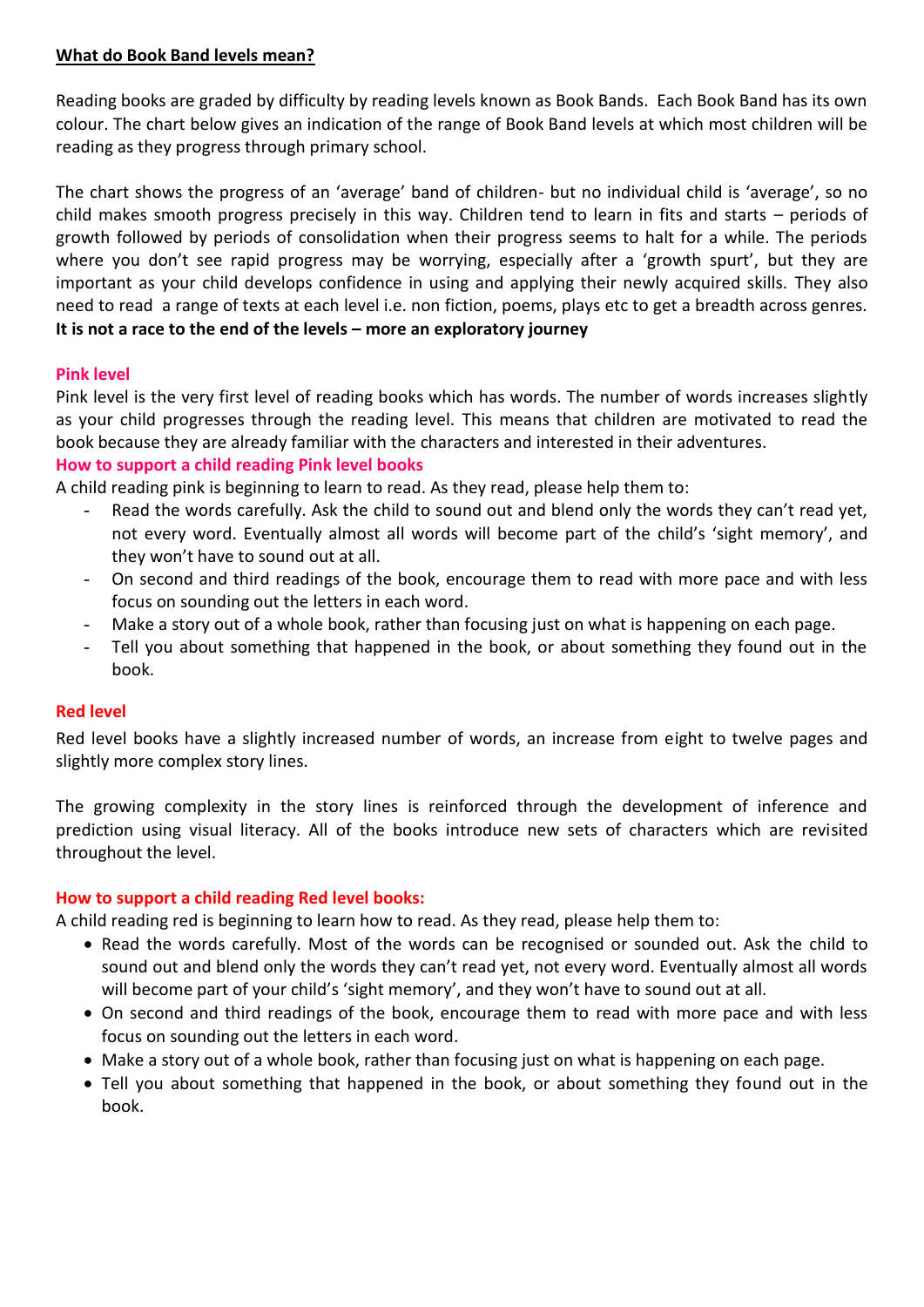**What do Book Band levels mean?**

Reading books are graded by difficulty by reading levels known as Book Bands. Each Book Band has its own colour. The chart below gives an indication of the range of Book Band levels at which most children will be reading as they progress through primary school.

The chart shows the progress of an 'average' band of children- but no individual child is 'average', so no child makes smooth progress precisely in this way. Children tend to learn in fits and starts – periods of growth followed by periods of consolidation when their progress seems to halt for a while. The periods where you don't see rapid progress may be worrying, especially after a 'growth spurt', but they are important as your child develops confidence in using and applying their newly acquired skills. They also need to read a range of texts at each level i.e. non fiction, poems, plays etc to get a breadth across genres. **It is not a race to the end of the levels – more an exploratory journey**

### Pink level

Pink level is the very first level of reading books which has words. The number of words increases slightly as your child progresses through the reading level. This means that children are motivated to read the book because they are already familiar with the characters and interested in their adventures.

### How to support a child reading Pink level books

A child reading pink is beginning to learn to read. As they read, please help them to:

- Read the words carefully. Ask the child to sound out and blend only the words they can't read yet, not every word. Eventually almost all words will become part of the child's 'sight memory', and they won't have to sound out at all.
- On second and third readings of the book, encourage them to read with more pace and with less focus on sounding out the letters in each word.
- Make a story out of a whole book, rather than focusing just on what is happening on each page.
- Tell you about something that happened in the book, or about something they found out in the book.

### Red level

Red level books have a slightly increased number of words, an increase from eight to twelve pages and slightly more complex story lines.

The growing complexity in the story lines is reinforced through the development of inference and prediction using visual literacy. All of the books introduce new sets of characters which are revisited throughout the level.

### How to support a child reading Red level books:

A child reading red is beginning to learn how to read. As they read, please help them to:

- Read the words carefully. Most of the words can be recognised or sounded out. Ask the child to sound out and blend only the words they can't read yet, not every word. Eventually almost all words will become part of your child's 'sight memory', and they won't have to sound out at all.
- On second and third readings of the book, encourage them to read with more pace and with less focus on sounding out the letters in each word.
- Make a story out of a whole book, rather than focusing just on what is happening on each page.
- Tell you about something that happened in the book, or about something they found out in the book.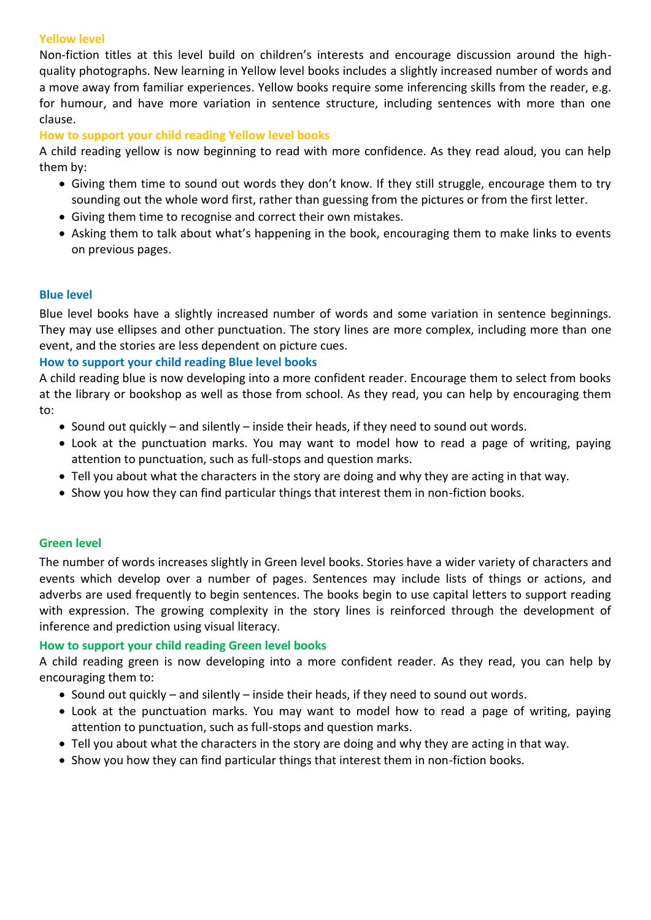### Yellow level

Non-fiction titles at this level build on children's interests and encourage discussion around the high-quality photographs. New learning in Yellow level books includes a slightly increased number of words and a move away from familiar experiences. Yellow books require some inferencing skills from the reader, e.g. for humour, and have more variation in sentence structure, including sentences with more than one clause.

#### How to support your child reading Yellow level books

A child reading yellow is now beginning to read with more confidence. As they read aloud, you can help them by:

- Giving them time to sound out words they don't know. If they still struggle, encourage them to try sounding out the whole word first, rather than guessing from the pictures or from the first letter.
- Giving them time to recognise and correct their own mistakes.
- Asking them to talk about what's happening in the book, encouraging them to make links to events on previous pages.

### Blue level

Blue level books have a slightly increased number of words and some variation in sentence beginnings. They may use ellipses and other punctuation. The story lines are more complex, including more than one event, and the stories are less dependent on picture cues.

#### How to support your child reading Blue level books

A child reading blue is now developing into a more confident reader. Encourage them to select from books at the library or bookshop as well as those from school. As they read, you can help by encouraging them to:

- Sound out quickly – and silently – inside their heads, if they need to sound out words.
- Look at the punctuation marks. You may want to model how to read a page of writing, paying attention to punctuation, such as full-stops and question marks.
- Tell you about what the characters in the story are doing and why they are acting in that way.
- Show you how they can find particular things that interest them in non-fiction books.

### Green level

The number of words increases slightly in Green level books. Stories have a wider variety of characters and events which develop over a number of pages. Sentences may include lists of things or actions, and adverbs are used frequently to begin sentences. The books begin to use capital letters to support reading with expression. The growing complexity in the story lines is reinforced through the development of inference and prediction using visual literacy.

#### How to support your child reading Green level books

A child reading green is now developing into a more confident reader. As they read, you can help by encouraging them to:

- Sound out quickly – and silently – inside their heads, if they need to sound out words.
- Look at the punctuation marks. You may want to model how to read a page of writing, paying attention to punctuation, such as full-stops and question marks.
- Tell you about what the characters in the story are doing and why they are acting in that way.
- Show you how they can find particular things that interest them in non-fiction books.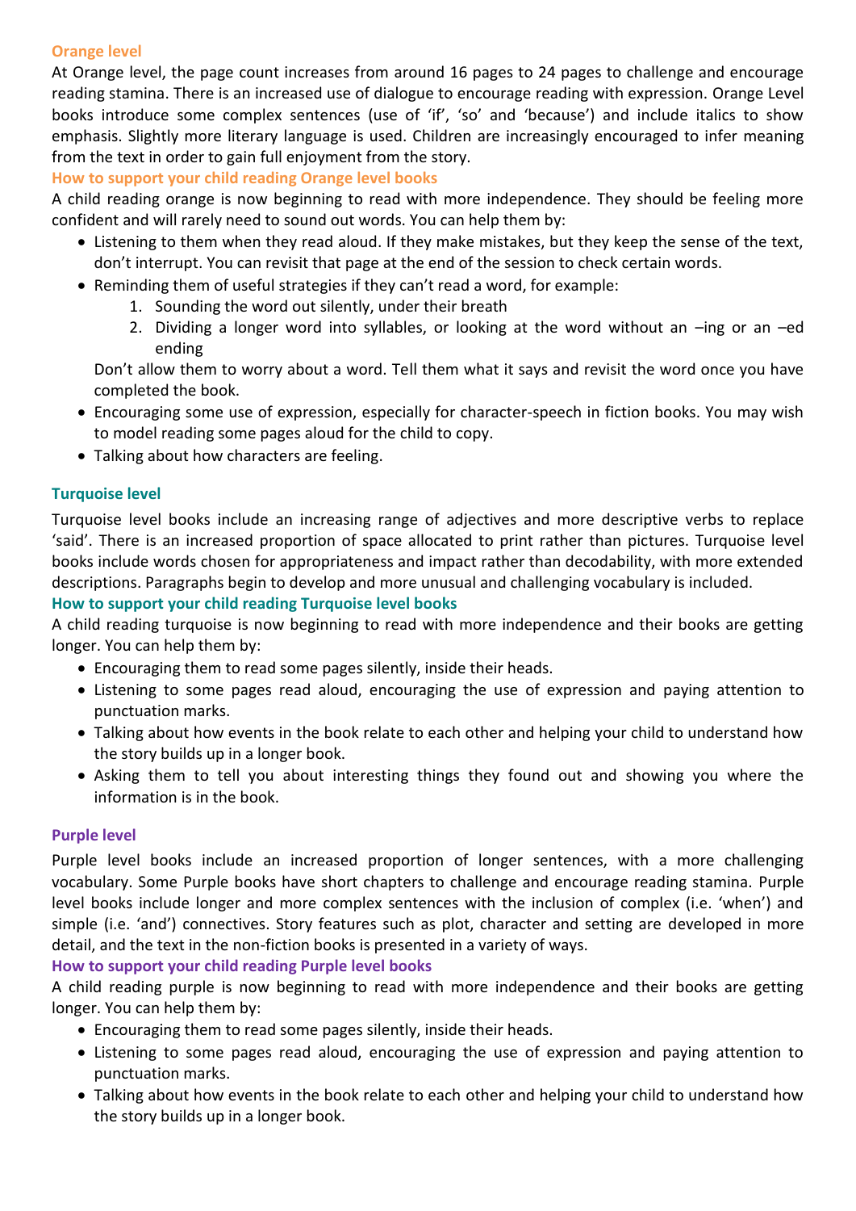### Orange level

At Orange level, the page count increases from around 16 pages to 24 pages to challenge and encourage reading stamina. There is an increased use of dialogue to encourage reading with expression. Orange Level books introduce some complex sentences (use of 'if', 'so' and 'because') and include italics to show emphasis. Slightly more literary language is used. Children are increasingly encouraged to infer meaning from the text in order to gain full enjoyment from the story.

#### How to support your child reading Orange level books

A child reading orange is now beginning to read with more independence. They should be feeling more confident and will rarely need to sound out words. You can help them by:

- Listening to them when they read aloud. If they make mistakes, but they keep the sense of the text, don't interrupt. You can revisit that page at the end of the session to check certain words.
- Reminding them of useful strategies if they can't read a word, for example:
    1. Sounding the word out silently, under their breath
    2. Dividing a longer word into syllables, or looking at the word without an –ing or an –ed ending

    Don't allow them to worry about a word. Tell them what it says and revisit the word once you have completed the book.
- Encouraging some use of expression, especially for character-speech in fiction books. You may wish to model reading some pages aloud for the child to copy.
- Talking about how characters are feeling.

### Turquoise level

Turquoise level books include an increasing range of adjectives and more descriptive verbs to replace 'said'. There is an increased proportion of space allocated to print rather than pictures. Turquoise level books include words chosen for appropriateness and impact rather than decodability, with more extended descriptions. Paragraphs begin to develop and more unusual and challenging vocabulary is included.

#### How to support your child reading Turquoise level books

A child reading turquoise is now beginning to read with more independence and their books are getting longer. You can help them by:

- Encouraging them to read some pages silently, inside their heads.
- Listening to some pages read aloud, encouraging the use of expression and paying attention to punctuation marks.
- Talking about how events in the book relate to each other and helping your child to understand how the story builds up in a longer book.
- Asking them to tell you about interesting things they found out and showing you where the information is in the book.

### Purple level

Purple level books include an increased proportion of longer sentences, with a more challenging vocabulary. Some Purple books have short chapters to challenge and encourage reading stamina. Purple level books include longer and more complex sentences with the inclusion of complex (i.e. 'when') and simple (i.e. 'and') connectives. Story features such as plot, character and setting are developed in more detail, and the text in the non-fiction books is presented in a variety of ways.

#### How to support your child reading Purple level books

A child reading purple is now beginning to read with more independence and their books are getting longer. You can help them by:

- Encouraging them to read some pages silently, inside their heads.
- Listening to some pages read aloud, encouraging the use of expression and paying attention to punctuation marks.
- Talking about how events in the book relate to each other and helping your child to understand how the story builds up in a longer book.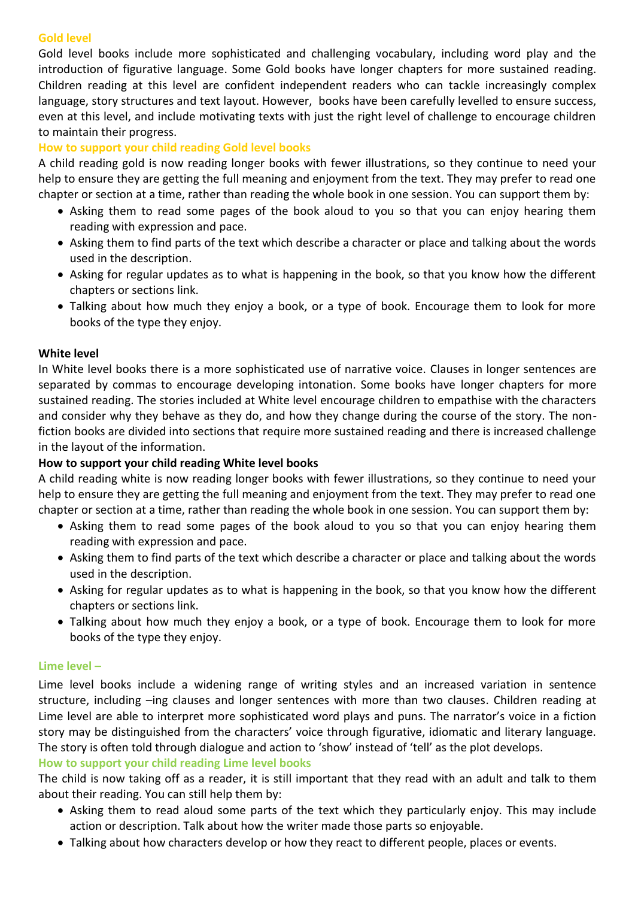## Gold level

Gold level books include more sophisticated and challenging vocabulary, including word play and the introduction of figurative language. Some Gold books have longer chapters for more sustained reading. Children reading at this level are confident independent readers who can tackle increasingly complex language, story structures and text layout. However, books have been carefully levelled to ensure success, even at this level, and include motivating texts with just the right level of challenge to encourage children to maintain their progress.

### How to support your child reading Gold level books

A child reading gold is now reading longer books with fewer illustrations, so they continue to need your help to ensure they are getting the full meaning and enjoyment from the text. They may prefer to read one chapter or section at a time, rather than reading the whole book in one session. You can support them by:

- Asking them to read some pages of the book aloud to you so that you can enjoy hearing them reading with expression and pace.
- Asking them to find parts of the text which describe a character or place and talking about the words used in the description.
- Asking for regular updates as to what is happening in the book, so that you know how the different chapters or sections link.
- Talking about how much they enjoy a book, or a type of book. Encourage them to look for more books of the type they enjoy.

## White level

In White level books there is a more sophisticated use of narrative voice. Clauses in longer sentences are separated by commas to encourage developing intonation. Some books have longer chapters for more sustained reading. The stories included at White level encourage children to empathise with the characters and consider why they behave as they do, and how they change during the course of the story. The non-fiction books are divided into sections that require more sustained reading and there is increased challenge in the layout of the information.

### How to support your child reading White level books

A child reading white is now reading longer books with fewer illustrations, so they continue to need your help to ensure they are getting the full meaning and enjoyment from the text. They may prefer to read one chapter or section at a time, rather than reading the whole book in one session. You can support them by:

- Asking them to read some pages of the book aloud to you so that you can enjoy hearing them reading with expression and pace.
- Asking them to find parts of the text which describe a character or place and talking about the words used in the description.
- Asking for regular updates as to what is happening in the book, so that you know how the different chapters or sections link.
- Talking about how much they enjoy a book, or a type of book. Encourage them to look for more books of the type they enjoy.

## Lime level –

Lime level books include a widening range of writing styles and an increased variation in sentence structure, including –ing clauses and longer sentences with more than two clauses. Children reading at Lime level are able to interpret more sophisticated word plays and puns. The narrator's voice in a fiction story may be distinguished from the characters' voice through figurative, idiomatic and literary language. The story is often told through dialogue and action to 'show' instead of 'tell' as the plot develops.

### How to support your child reading Lime level books

The child is now taking off as a reader, it is still important that they read with an adult and talk to them about their reading. You can still help them by:

- Asking them to read aloud some parts of the text which they particularly enjoy. This may include action or description. Talk about how the writer made those parts so enjoyable.
- Talking about how characters develop or how they react to different people, places or events.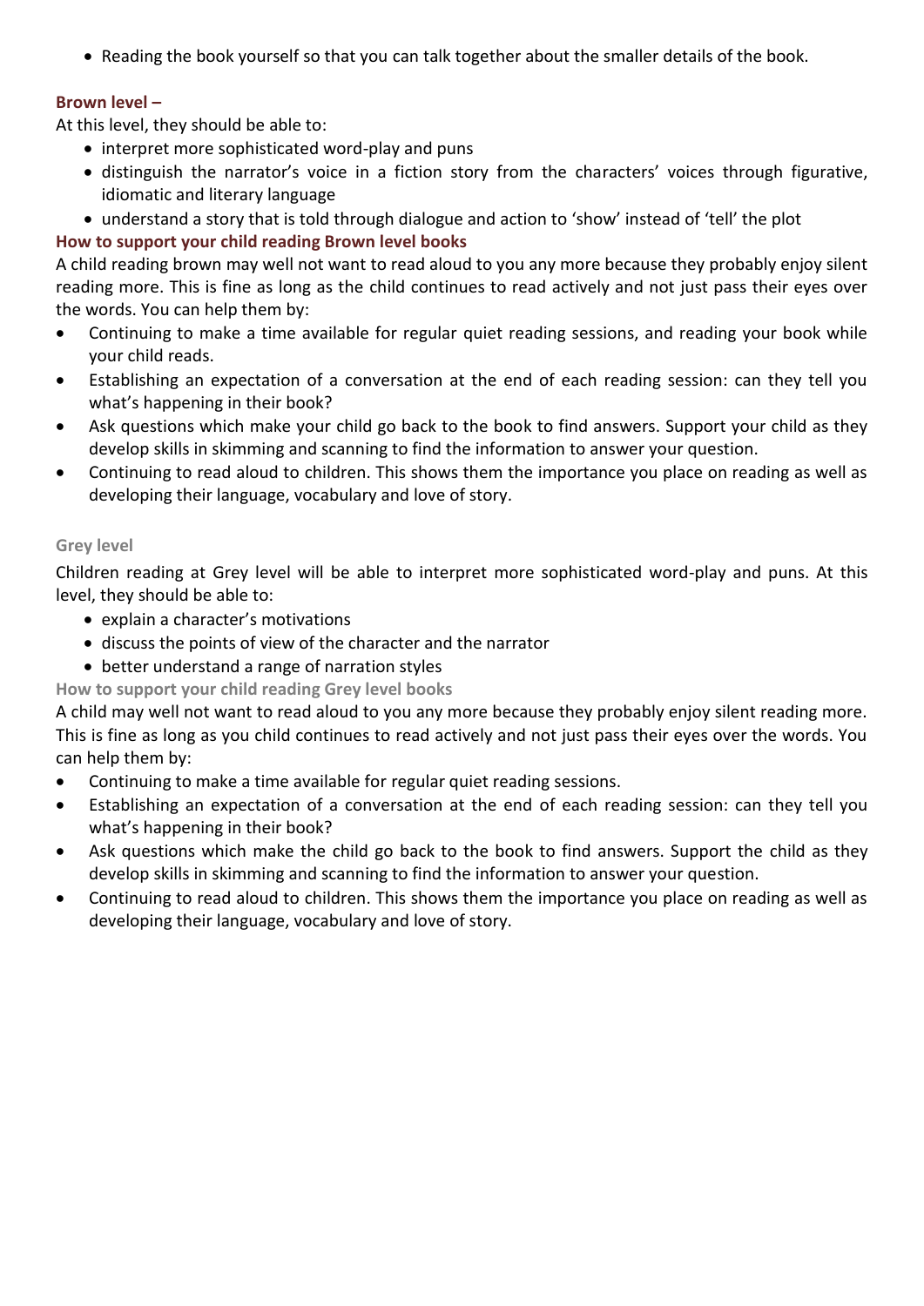- Reading the book yourself so that you can talk together about the smaller details of the book.

**Brown level –**

At this level, they should be able to:

- interpret more sophisticated word-play and puns
- distinguish the narrator's voice in a fiction story from the characters' voices through figurative, idiomatic and literary language
- understand a story that is told through dialogue and action to 'show' instead of 'tell' the plot

**How to support your child reading Brown level books**

A child reading brown may well not want to read aloud to you any more because they probably enjoy silent reading more. This is fine as long as the child continues to read actively and not just pass their eyes over the words. You can help them by:

- Continuing to make a time available for regular quiet reading sessions, and reading your book while your child reads.
- Establishing an expectation of a conversation at the end of each reading session: can they tell you what's happening in their book?
- Ask questions which make your child go back to the book to find answers. Support your child as they develop skills in skimming and scanning to find the information to answer your question.
- Continuing to read aloud to children. This shows them the importance you place on reading as well as developing their language, vocabulary and love of story.

**Grey level**

Children reading at Grey level will be able to interpret more sophisticated word-play and puns. At this level, they should be able to:

- explain a character's motivations
- discuss the points of view of the character and the narrator
- better understand a range of narration styles

**How to support your child reading Grey level books**

A child may well not want to read aloud to you any more because they probably enjoy silent reading more. This is fine as long as you child continues to read actively and not just pass their eyes over the words. You can help them by:

- Continuing to make a time available for regular quiet reading sessions.
- Establishing an expectation of a conversation at the end of each reading session: can they tell you what's happening in their book?
- Ask questions which make the child go back to the book to find answers. Support the child as they develop skills in skimming and scanning to find the information to answer your question.
- Continuing to read aloud to children. This shows them the importance you place on reading as well as developing their language, vocabulary and love of story.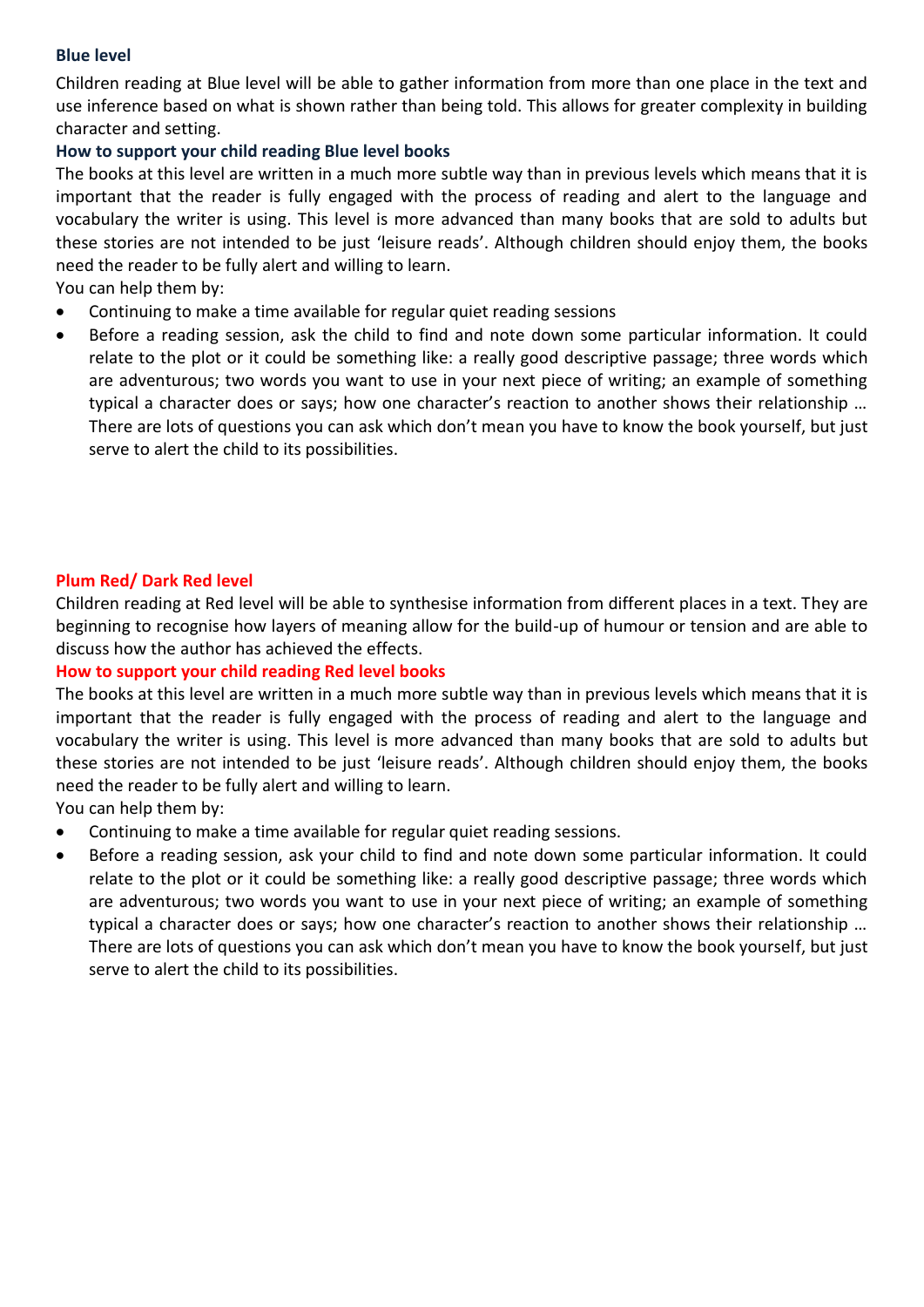### Blue level

Children reading at Blue level will be able to gather information from more than one place in the text and use inference based on what is shown rather than being told. This allows for greater complexity in building character and setting.

#### How to support your child reading Blue level books

The books at this level are written in a much more subtle way than in previous levels which means that it is important that the reader is fully engaged with the process of reading and alert to the language and vocabulary the writer is using. This level is more advanced than many books that are sold to adults but these stories are not intended to be just 'leisure reads'. Although children should enjoy them, the books need the reader to be fully alert and willing to learn.

You can help them by:

- Continuing to make a time available for regular quiet reading sessions
- Before a reading session, ask the child to find and note down some particular information. It could relate to the plot or it could be something like: a really good descriptive passage; three words which are adventurous; two words you want to use in your next piece of writing; an example of something typical a character does or says; how one character's reaction to another shows their relationship … There are lots of questions you can ask which don't mean you have to know the book yourself, but just serve to alert the child to its possibilities.

### Plum Red/ Dark Red level

Children reading at Red level will be able to synthesise information from different places in a text. They are beginning to recognise how layers of meaning allow for the build-up of humour or tension and are able to discuss how the author has achieved the effects.

#### How to support your child reading Red level books

The books at this level are written in a much more subtle way than in previous levels which means that it is important that the reader is fully engaged with the process of reading and alert to the language and vocabulary the writer is using. This level is more advanced than many books that are sold to adults but these stories are not intended to be just 'leisure reads'. Although children should enjoy them, the books need the reader to be fully alert and willing to learn.

You can help them by:

- Continuing to make a time available for regular quiet reading sessions.
- Before a reading session, ask your child to find and note down some particular information. It could relate to the plot or it could be something like: a really good descriptive passage; three words which are adventurous; two words you want to use in your next piece of writing; an example of something typical a character does or says; how one character's reaction to another shows their relationship … There are lots of questions you can ask which don't mean you have to know the book yourself, but just serve to alert the child to its possibilities.